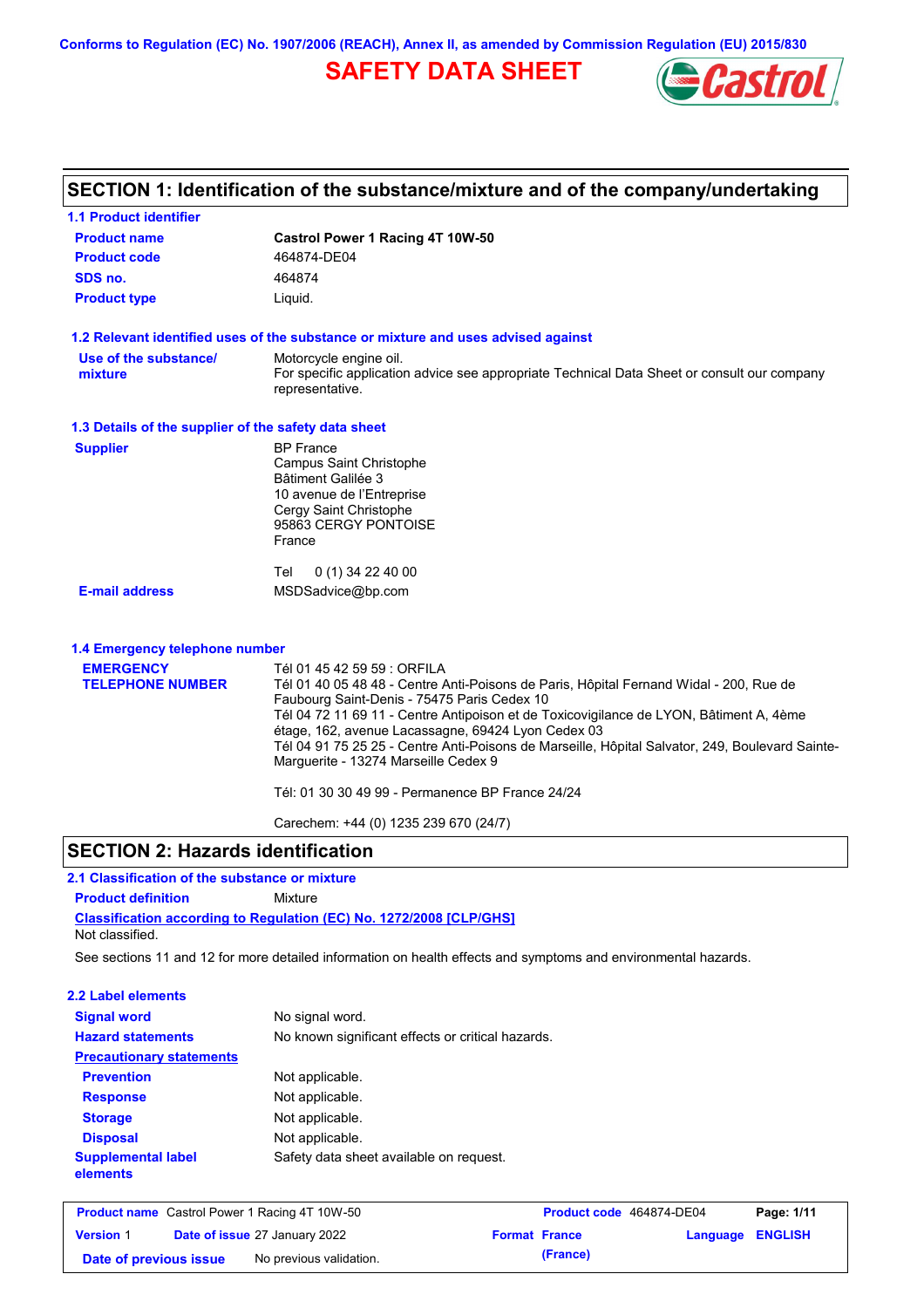Conforms to Regulation (EC) No. 1907/2006 (REACH), Annex II, as amended by Commission Regulation (EU) 2015/830

# SAFETY DATA SHEET

## SECTION 1: Identification of the substance/mixture and of the company/undertaking

### 1.1 Product identifier

| | |
|---|---|
| **Product name** | **Castrol Power 1 Racing 4T 10W-50** |
| **Product code** | 464874-DE04 |
| **SDS no.** | 464874 |
| **Product type** | Liquid. |

### 1.2 Relevant identified uses of the substance or mixture and uses advised against

| | |
|---|---|
| **Use of the substance/ mixture** | Motorcycle engine oil. For specific application advice see appropriate Technical Data Sheet or consult our company representative. |

### 1.3 Details of the supplier of the safety data sheet

**Supplier**

BP France
Campus Saint Christophe
Bâtiment Galilée 3
10 avenue de l'Entreprise
Cergy Saint Christophe
95863 CERGY PONTOISE
France

Tel 0 (1) 34 22 40 00

**E-mail address** MSDSadvice@bp.com

### 1.4 Emergency telephone number

**EMERGENCY TELEPHONE NUMBER**

Tél 01 45 42 59 59 : ORFILA
Tél 01 40 05 48 48 - Centre Anti-Poisons de Paris, Hôpital Fernand Widal - 200, Rue de Faubourg Saint-Denis - 75475 Paris Cedex 10
Tél 04 72 11 69 11 - Centre Antipoison et de Toxicovigilance de LYON, Bâtiment A, 4ème étage, 162, avenue Lacassagne, 69424 Lyon Cedex 03
Tél 04 91 75 25 25 - Centre Anti-Poisons de Marseille, Hôpital Salvator, 249, Boulevard Sainte-Marguerite - 13274 Marseille Cedex 9

Tél: 01 30 30 49 99 - Permanence BP France 24/24

Carechem: +44 (0) 1235 239 670 (24/7)

## SECTION 2: Hazards identification

### 2.1 Classification of the substance or mixture

**Product definition** Mixture

**Classification according to Regulation (EC) No. 1272/2008 [CLP/GHS]**

Not classified.

See sections 11 and 12 for more detailed information on health effects and symptoms and environmental hazards.

### 2.2 Label elements

| | |
|---|---|
| **Signal word** | No signal word. |
| **Hazard statements** | No known significant effects or critical hazards. |
| **Precautionary statements** | |
| **Prevention** | Not applicable. |
| **Response** | Not applicable. |
| **Storage** | Not applicable. |
| **Disposal** | Not applicable. |
| **Supplemental label elements** | Safety data sheet available on request. |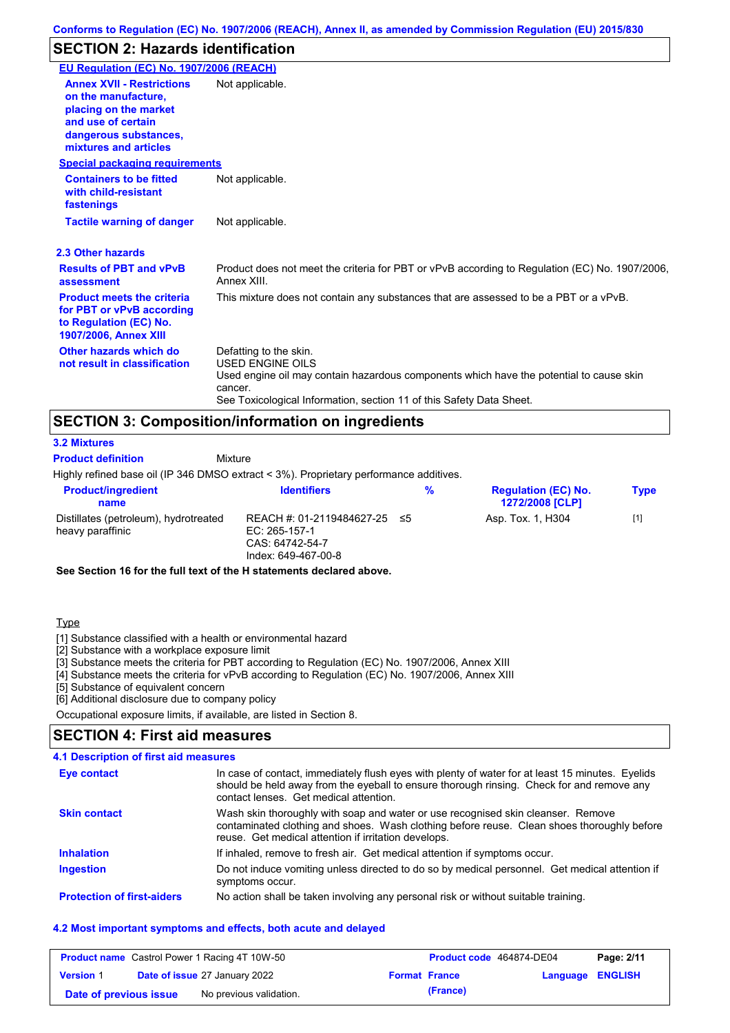## SECTION 2: Hazards identification

**EU Regulation (EC) No. 1907/2006 (REACH)**

| | |
|---|---|
| **Annex XVII - Restrictions on the manufacture, placing on the market and use of certain dangerous substances, mixtures and articles** | Not applicable. |

**Special packaging requirements**

| | |
|---|---|
| **Containers to be fitted with child-resistant fastenings** | Not applicable. |
| **Tactile warning of danger** | Not applicable. |

### 2.3 Other hazards

| | |
|---|---|
| **Results of PBT and vPvB assessment** | Product does not meet the criteria for PBT or vPvB according to Regulation (EC) No. 1907/2006, Annex XIII. |
| **Product meets the criteria for PBT or vPvB according to Regulation (EC) No. 1907/2006, Annex XIII** | This mixture does not contain any substances that are assessed to be a PBT or a vPvB. |
| **Other hazards which do not result in classification** | Defatting to the skin.<br>USED ENGINE OILS<br>Used engine oil may contain hazardous components which have the potential to cause skin cancer.<br>See Toxicological Information, section 11 of this Safety Data Sheet. |

## SECTION 3: Composition/information on ingredients

### 3.2 Mixtures

**Product definition** Mixture

Highly refined base oil (IP 346 DMSO extract < 3%). Proprietary performance additives.

| Product/ingredient name | Identifiers | % | Regulation (EC) No. 1272/2008 [CLP] | Type |
|---|---|---|---|---|
| Distillates (petroleum), hydrotreated heavy paraffinic | REACH #: 01-2119484627-25<br>EC: 265-157-1<br>CAS: 64742-54-7<br>Index: 649-467-00-8 | ≤5 | Asp. Tox. 1, H304 | [1] |

**See Section 16 for the full text of the H statements declared above.**

Type

[1] Substance classified with a health or environmental hazard
[2] Substance with a workplace exposure limit
[3] Substance meets the criteria for PBT according to Regulation (EC) No. 1907/2006, Annex XIII
[4] Substance meets the criteria for vPvB according to Regulation (EC) No. 1907/2006, Annex XIII
[5] Substance of equivalent concern
[6] Additional disclosure due to company policy

Occupational exposure limits, if available, are listed in Section 8.

## SECTION 4: First aid measures

### 4.1 Description of first aid measures

| | |
|---|---|
| **Eye contact** | In case of contact, immediately flush eyes with plenty of water for at least 15 minutes. Eyelids should be held away from the eyeball to ensure thorough rinsing. Check for and remove any contact lenses. Get medical attention. |
| **Skin contact** | Wash skin thoroughly with soap and water or use recognised skin cleanser. Remove contaminated clothing and shoes. Wash clothing before reuse. Clean shoes thoroughly before reuse. Get medical attention if irritation develops. |
| **Inhalation** | If inhaled, remove to fresh air. Get medical attention if symptoms occur. |
| **Ingestion** | Do not induce vomiting unless directed to do so by medical personnel. Get medical attention if symptoms occur. |
| **Protection of first-aiders** | No action shall be taken involving any personal risk or without suitable training. |

### 4.2 Most important symptoms and effects, both acute and delayed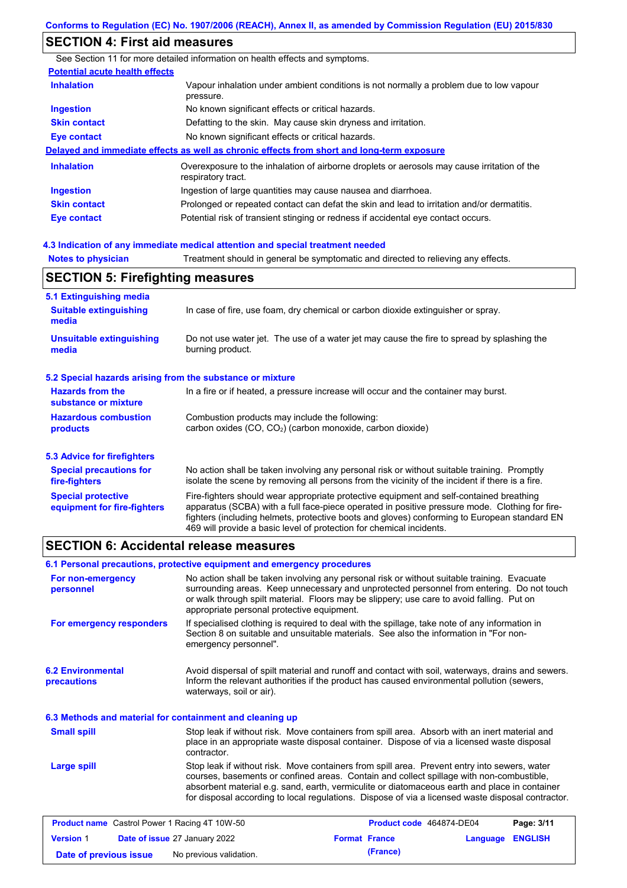## SECTION 4: First aid measures

See Section 11 for more detailed information on health effects and symptoms.

**Potential acute health effects**

| | |
|---|---|
| **Inhalation** | Vapour inhalation under ambient conditions is not normally a problem due to low vapour pressure. |
| **Ingestion** | No known significant effects or critical hazards. |
| **Skin contact** | Defatting to the skin. May cause skin dryness and irritation. |
| **Eye contact** | No known significant effects or critical hazards. |

**Delayed and immediate effects as well as chronic effects from short and long-term exposure**

| | |
|---|---|
| **Inhalation** | Overexposure to the inhalation of airborne droplets or aerosols may cause irritation of the respiratory tract. |
| **Ingestion** | Ingestion of large quantities may cause nausea and diarrhoea. |
| **Skin contact** | Prolonged or repeated contact can defat the skin and lead to irritation and/or dermatitis. |
| **Eye contact** | Potential risk of transient stinging or redness if accidental eye contact occurs. |

### 4.3 Indication of any immediate medical attention and special treatment needed

| | |
|---|---|
| **Notes to physician** | Treatment should in general be symptomatic and directed to relieving any effects. |

## SECTION 5: Firefighting measures

### 5.1 Extinguishing media

| | |
|---|---|
| **Suitable extinguishing media** | In case of fire, use foam, dry chemical or carbon dioxide extinguisher or spray. |
| **Unsuitable extinguishing media** | Do not use water jet. The use of a water jet may cause the fire to spread by splashing the burning product. |

### 5.2 Special hazards arising from the substance or mixture

| | |
|---|---|
| **Hazards from the substance or mixture** | In a fire or if heated, a pressure increase will occur and the container may burst. |
| **Hazardous combustion products** | Combustion products may include the following: carbon oxides (CO, $CO_2$) (carbon monoxide, carbon dioxide) |

### 5.3 Advice for firefighters

| | |
|---|---|
| **Special precautions for fire-fighters** | No action shall be taken involving any personal risk or without suitable training. Promptly isolate the scene by removing all persons from the vicinity of the incident if there is a fire. |
| **Special protective equipment for fire-fighters** | Fire-fighters should wear appropriate protective equipment and self-contained breathing apparatus (SCBA) with a full face-piece operated in positive pressure mode. Clothing for fire-fighters (including helmets, protective boots and gloves) conforming to European standard EN 469 will provide a basic level of protection for chemical incidents. |

## SECTION 6: Accidental release measures

### 6.1 Personal precautions, protective equipment and emergency procedures

| | |
|---|---|
| **For non-emergency personnel** | No action shall be taken involving any personal risk or without suitable training. Evacuate surrounding areas. Keep unnecessary and unprotected personnel from entering. Do not touch or walk through spilt material. Floors may be slippery; use care to avoid falling. Put on appropriate personal protective equipment. |
| **For emergency responders** | If specialised clothing is required to deal with the spillage, take note of any information in Section 8 on suitable and unsuitable materials. See also the information in "For non-emergency personnel". |

| | |
|---|---|
| **6.2 Environmental precautions** | Avoid dispersal of spilt material and runoff and contact with soil, waterways, drains and sewers. Inform the relevant authorities if the product has caused environmental pollution (sewers, waterways, soil or air). |

### 6.3 Methods and material for containment and cleaning up

| | |
|---|---|
| **Small spill** | Stop leak if without risk. Move containers from spill area. Absorb with an inert material and place in an appropriate waste disposal container. Dispose of via a licensed waste disposal contractor. |
| **Large spill** | Stop leak if without risk. Move containers from spill area. Prevent entry into sewers, water courses, basements or confined areas. Contain and collect spillage with non-combustible, absorbent material e.g. sand, earth, vermiculite or diatomaceous earth and place in container for disposal according to local regulations. Dispose of via a licensed waste disposal contractor. |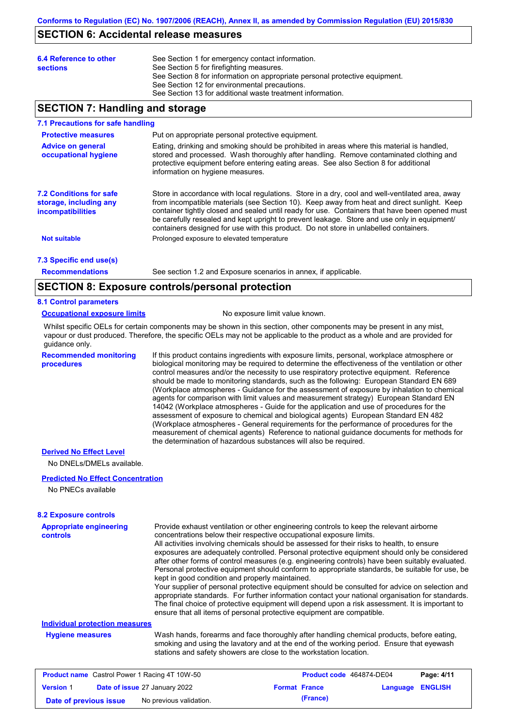## SECTION 6: Accidental release measures

**6.4 Reference to other sections**

See Section 1 for emergency contact information.
See Section 5 for firefighting measures.
See Section 8 for information on appropriate personal protective equipment.
See Section 12 for environmental precautions.
See Section 13 for additional waste treatment information.

## SECTION 7: Handling and storage

### 7.1 Precautions for safe handling

**Protective measures**

Put on appropriate personal protective equipment.

**Advice on general occupational hygiene**

Eating, drinking and smoking should be prohibited in areas where this material is handled, stored and processed. Wash thoroughly after handling. Remove contaminated clothing and protective equipment before entering eating areas. See also Section 8 for additional information on hygiene measures.

### 7.2 Conditions for safe storage, including any incompatibilities

Store in accordance with local regulations. Store in a dry, cool and well-ventilated area, away from incompatible materials (see Section 10). Keep away from heat and direct sunlight. Keep container tightly closed and sealed until ready for use. Containers that have been opened must be carefully resealed and kept upright to prevent leakage. Store and use only in equipment/ containers designed for use with this product. Do not store in unlabelled containers.

**Not suitable**

Prolonged exposure to elevated temperature

### 7.3 Specific end use(s)

**Recommendations**

See section 1.2 and Exposure scenarios in annex, if applicable.

## SECTION 8: Exposure controls/personal protection

### 8.1 Control parameters

**Occupational exposure limits**

No exposure limit value known.

Whilst specific OELs for certain components may be shown in this section, other components may be present in any mist, vapour or dust produced. Therefore, the specific OELs may not be applicable to the product as a whole and are provided for guidance only.

**Recommended monitoring procedures**

If this product contains ingredients with exposure limits, personal, workplace atmosphere or biological monitoring may be required to determine the effectiveness of the ventilation or other control measures and/or the necessity to use respiratory protective equipment. Reference should be made to monitoring standards, such as the following: European Standard EN 689 (Workplace atmospheres - Guidance for the assessment of exposure by inhalation to chemical agents for comparison with limit values and measurement strategy) European Standard EN 14042 (Workplace atmospheres - Guide for the application and use of procedures for the assessment of exposure to chemical and biological agents) European Standard EN 482 (Workplace atmospheres - General requirements for the performance of procedures for the measurement of chemical agents) Reference to national guidance documents for methods for the determination of hazardous substances will also be required.

**Derived No Effect Level**

No DNELs/DMELs available.

**Predicted No Effect Concentration**

No PNECs available

### 8.2 Exposure controls

**Appropriate engineering controls**

Provide exhaust ventilation or other engineering controls to keep the relevant airborne concentrations below their respective occupational exposure limits.
All activities involving chemicals should be assessed for their risks to health, to ensure exposures are adequately controlled. Personal protective equipment should only be considered after other forms of control measures (e.g. engineering controls) have been suitably evaluated. Personal protective equipment should conform to appropriate standards, be suitable for use, be kept in good condition and properly maintained.
Your supplier of personal protective equipment should be consulted for advice on selection and appropriate standards. For further information contact your national organisation for standards. The final choice of protective equipment will depend upon a risk assessment. It is important to ensure that all items of personal protective equipment are compatible.

**Individual protection measures**

**Hygiene measures**

Wash hands, forearms and face thoroughly after handling chemical products, before eating, smoking and using the lavatory and at the end of the working period. Ensure that eyewash stations and safety showers are close to the workstation location.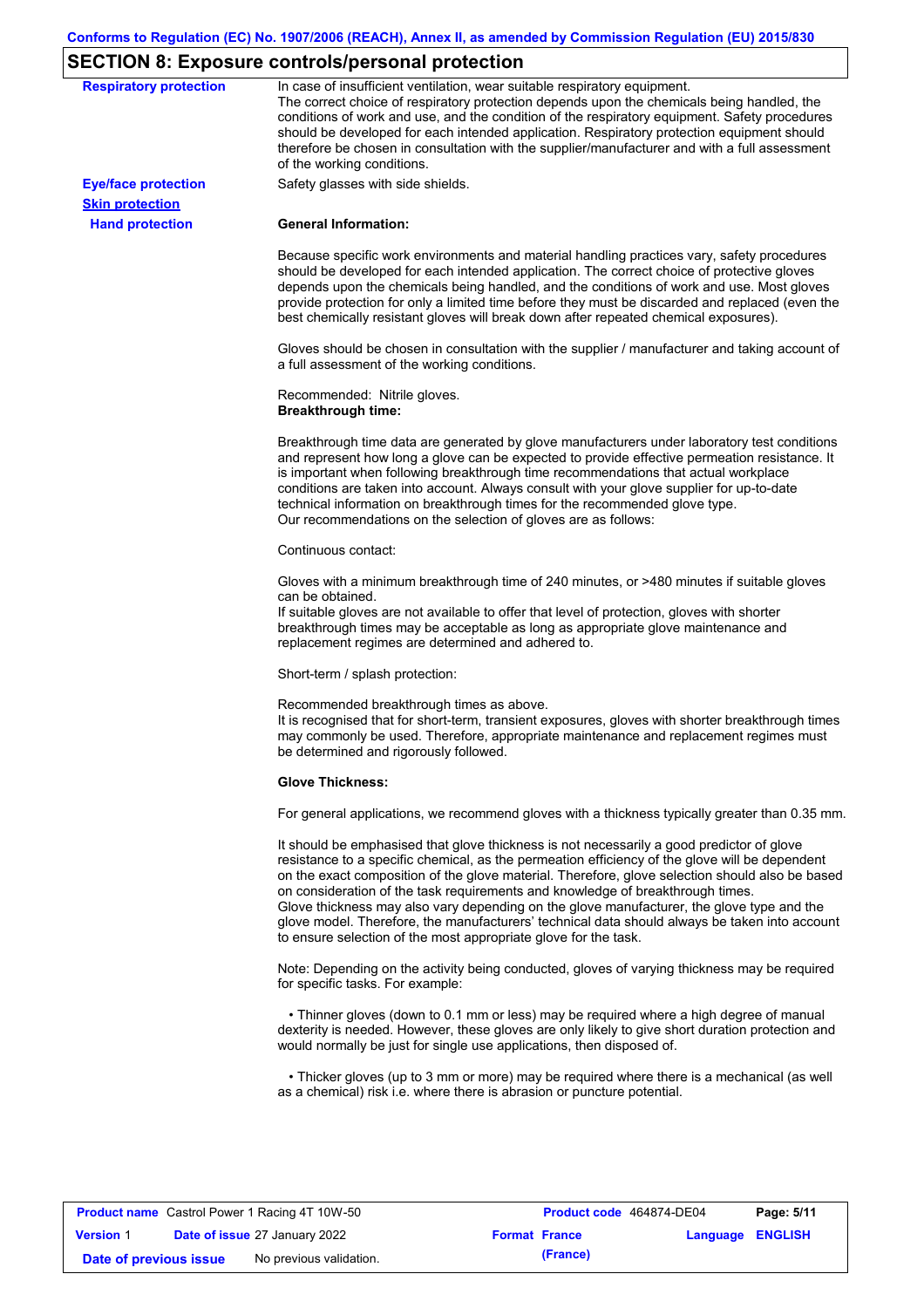## SECTION 8: Exposure controls/personal protection

**Respiratory protection**

In case of insufficient ventilation, wear suitable respiratory equipment.
The correct choice of respiratory protection depends upon the chemicals being handled, the conditions of work and use, and the condition of the respiratory equipment. Safety procedures should be developed for each intended application. Respiratory protection equipment should therefore be chosen in consultation with the supplier/manufacturer and with a full assessment of the working conditions.

**Eye/face protection**

Safety glasses with side shields.

**Skin protection**

**Hand protection**

**General Information:**

Because specific work environments and material handling practices vary, safety procedures should be developed for each intended application. The correct choice of protective gloves depends upon the chemicals being handled, and the conditions of work and use. Most gloves provide protection for only a limited time before they must be discarded and replaced (even the best chemically resistant gloves will break down after repeated chemical exposures).

Gloves should be chosen in consultation with the supplier / manufacturer and taking account of a full assessment of the working conditions.

Recommended: Nitrile gloves.
**Breakthrough time:**

Breakthrough time data are generated by glove manufacturers under laboratory test conditions and represent how long a glove can be expected to provide effective permeation resistance. It is important when following breakthrough time recommendations that actual workplace conditions are taken into account. Always consult with your glove supplier for up-to-date technical information on breakthrough times for the recommended glove type.
Our recommendations on the selection of gloves are as follows:

Continuous contact:

Gloves with a minimum breakthrough time of 240 minutes, or >480 minutes if suitable gloves can be obtained.
If suitable gloves are not available to offer that level of protection, gloves with shorter breakthrough times may be acceptable as long as appropriate glove maintenance and replacement regimes are determined and adhered to.

Short-term / splash protection:

Recommended breakthrough times as above.
It is recognised that for short-term, transient exposures, gloves with shorter breakthrough times may commonly be used. Therefore, appropriate maintenance and replacement regimes must be determined and rigorously followed.

**Glove Thickness:**

For general applications, we recommend gloves with a thickness typically greater than 0.35 mm.

It should be emphasised that glove thickness is not necessarily a good predictor of glove resistance to a specific chemical, as the permeation efficiency of the glove will be dependent on the exact composition of the glove material. Therefore, glove selection should also be based on consideration of the task requirements and knowledge of breakthrough times.
Glove thickness may also vary depending on the glove manufacturer, the glove type and the glove model. Therefore, the manufacturers' technical data should always be taken into account to ensure selection of the most appropriate glove for the task.

Note: Depending on the activity being conducted, gloves of varying thickness may be required for specific tasks. For example:

- Thinner gloves (down to 0.1 mm or less) may be required where a high degree of manual dexterity is needed. However, these gloves are only likely to give short duration protection and would normally be just for single use applications, then disposed of.

- Thicker gloves (up to 3 mm or more) may be required where there is a mechanical (as well as a chemical) risk i.e. where there is abrasion or puncture potential.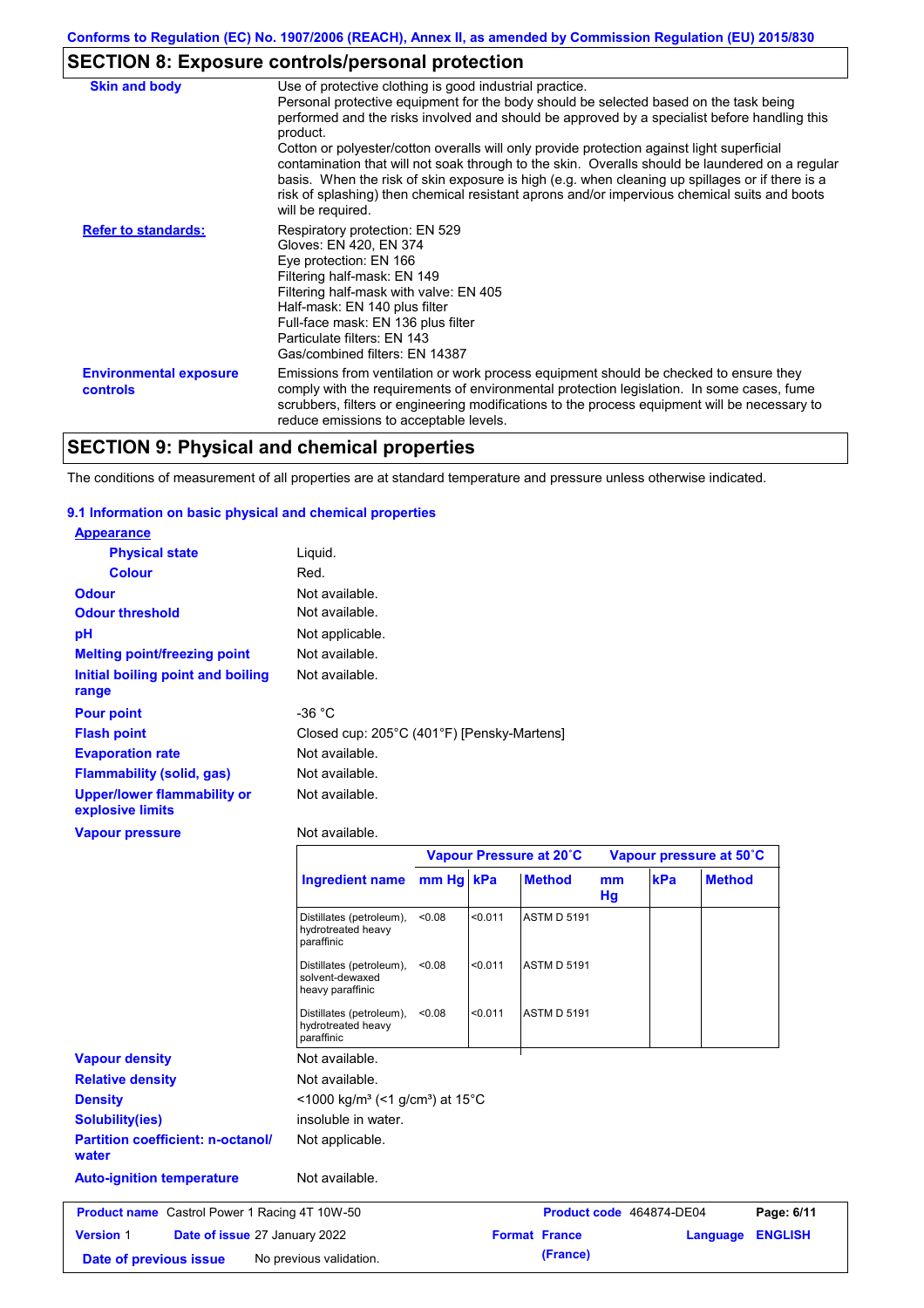## SECTION 8: Exposure controls/personal protection

| | |
|---|---|
| **Skin and body** | Use of protective clothing is good industrial practice. Personal protective equipment for the body should be selected based on the task being performed and the risks involved and should be approved by a specialist before handling this product. Cotton or polyester/cotton overalls will only provide protection against light superficial contamination that will not soak through to the skin. Overalls should be laundered on a regular basis. When the risk of skin exposure is high (e.g. when cleaning up spillages or if there is a risk of splashing) then chemical resistant aprons and/or impervious chemical suits and boots will be required. |
| **Refer to standards:** | Respiratory protection: EN 529<br>Gloves: EN 420, EN 374<br>Eye protection: EN 166<br>Filtering half-mask: EN 149<br>Filtering half-mask with valve: EN 405<br>Half-mask: EN 140 plus filter<br>Full-face mask: EN 136 plus filter<br>Particulate filters: EN 143<br>Gas/combined filters: EN 14387 |
| **Environmental exposure controls** | Emissions from ventilation or work process equipment should be checked to ensure they comply with the requirements of environmental protection legislation. In some cases, fume scrubbers, filters or engineering modifications to the process equipment will be necessary to reduce emissions to acceptable levels. |

## SECTION 9: Physical and chemical properties

The conditions of measurement of all properties are at standard temperature and pressure unless otherwise indicated.

### 9.1 Information on basic physical and chemical properties

**Appearance**

- **Physical state**: Liquid.
- **Colour**: Red.

**Odour**: Not available.

**Odour threshold**: Not available.

**pH**: Not applicable.

**Melting point/freezing point**: Not available.

**Initial boiling point and boiling range**: Not available.

**Pour point**: -36 °C

**Flash point**: Closed cup: 205°C (401°F) [Pensky-Martens]

**Evaporation rate**: Not available.

**Flammability (solid, gas)**: Not available.

**Upper/lower flammability or explosive limits**: Not available.

**Vapour pressure**: Not available.

| | Vapour Pressure at 20˚C | | | Vapour pressure at 50˚C | | |
|---|---|---|---|---|---|---|
| **Ingredient name** | **mm Hg** | **kPa** | **Method** | **mm Hg** | **kPa** | **Method** |
| Distillates (petroleum), hydrotreated heavy paraffinic | <0.08 | <0.011 | ASTM D 5191 | | | |
| Distillates (petroleum), solvent-dewaxed heavy paraffinic | <0.08 | <0.011 | ASTM D 5191 | | | |
| Distillates (petroleum), hydrotreated heavy paraffinic | <0.08 | <0.011 | ASTM D 5191 | | | |

**Vapour density**: Not available.

**Relative density**: Not available.

**Density**: <1000 kg/m³ (<1 g/cm³) at 15°C

**Solubility(ies)**: insoluble in water.

**Partition coefficient: n-octanol/water**: Not applicable.

**Auto-ignition temperature**: Not available.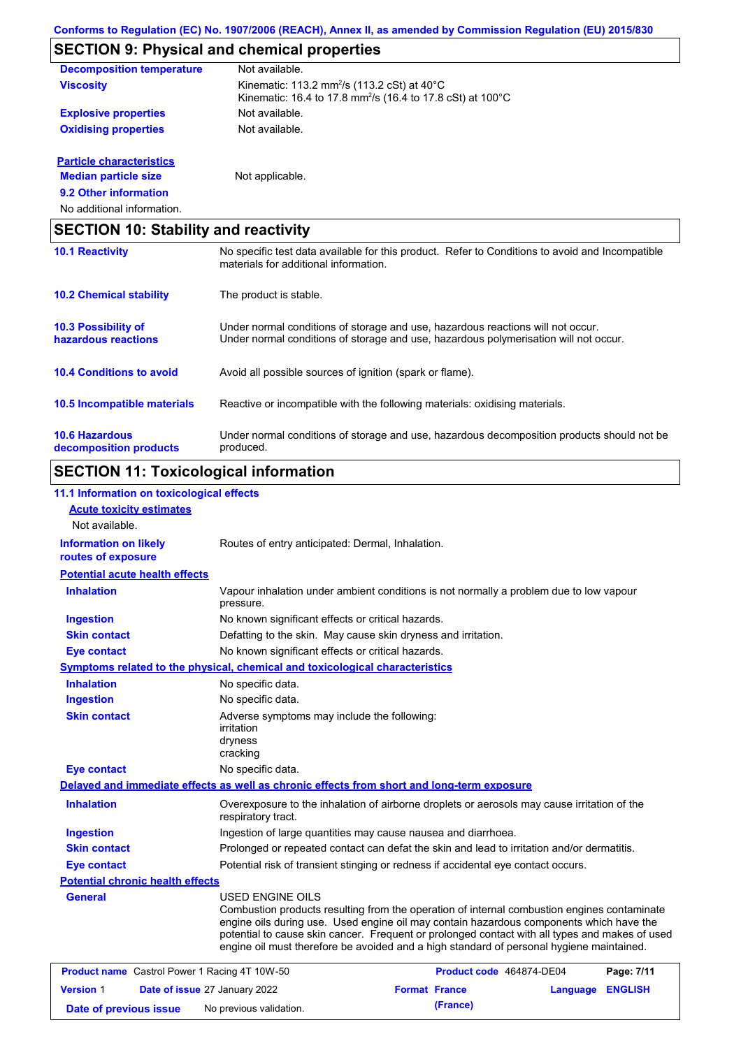## SECTION 9: Physical and chemical properties

| | |
|---|---|
| **Decomposition temperature** | Not available. |
| **Viscosity** | Kinematic: 113.2 $mm^2/s$ (113.2 cSt) at 40°C<br>Kinematic: 16.4 to 17.8 $mm^2/s$ (16.4 to 17.8 cSt) at 100°C |
| **Explosive properties** | Not available. |
| **Oxidising properties** | Not available. |

**Particle characteristics**

| | |
|---|---|
| **Median particle size** | Not applicable. |

**9.2 Other information**

No additional information.

## SECTION 10: Stability and reactivity

| | |
|---|---|
| **10.1 Reactivity** | No specific test data available for this product. Refer to Conditions to avoid and Incompatible materials for additional information. |
| **10.2 Chemical stability** | The product is stable. |
| **10.3 Possibility of hazardous reactions** | Under normal conditions of storage and use, hazardous reactions will not occur.<br>Under normal conditions of storage and use, hazardous polymerisation will not occur. |
| **10.4 Conditions to avoid** | Avoid all possible sources of ignition (spark or flame). |
| **10.5 Incompatible materials** | Reactive or incompatible with the following materials: oxidising materials. |
| **10.6 Hazardous decomposition products** | Under normal conditions of storage and use, hazardous decomposition products should not be produced. |

## SECTION 11: Toxicological information

**11.1 Information on toxicological effects**

**Acute toxicity estimates**

Not available.

| | |
|---|---|
| **Information on likely routes of exposure** | Routes of entry anticipated: Dermal, Inhalation. |

**Potential acute health effects**

| | |
|---|---|
| **Inhalation** | Vapour inhalation under ambient conditions is not normally a problem due to low vapour pressure. |
| **Ingestion** | No known significant effects or critical hazards. |
| **Skin contact** | Defatting to the skin. May cause skin dryness and irritation. |
| **Eye contact** | No known significant effects or critical hazards. |

**Symptoms related to the physical, chemical and toxicological characteristics**

| | |
|---|---|
| **Inhalation** | No specific data. |
| **Ingestion** | No specific data. |
| **Skin contact** | Adverse symptoms may include the following:<br>irritation<br>dryness<br>cracking |
| **Eye contact** | No specific data. |

**Delayed and immediate effects as well as chronic effects from short and long-term exposure**

| | |
|---|---|
| **Inhalation** | Overexposure to the inhalation of airborne droplets or aerosols may cause irritation of the respiratory tract. |
| **Ingestion** | Ingestion of large quantities may cause nausea and diarrhoea. |
| **Skin contact** | Prolonged or repeated contact can defat the skin and lead to irritation and/or dermatitis. |
| **Eye contact** | Potential risk of transient stinging or redness if accidental eye contact occurs. |

**Potential chronic health effects**

| | |
|---|---|
| **General** | USED ENGINE OILS<br>Combustion products resulting from the operation of internal combustion engines contaminate engine oils during use. Used engine oil may contain hazardous components which have the potential to cause skin cancer. Frequent or prolonged contact with all types and makes of used engine oil must therefore be avoided and a high standard of personal hygiene maintained. |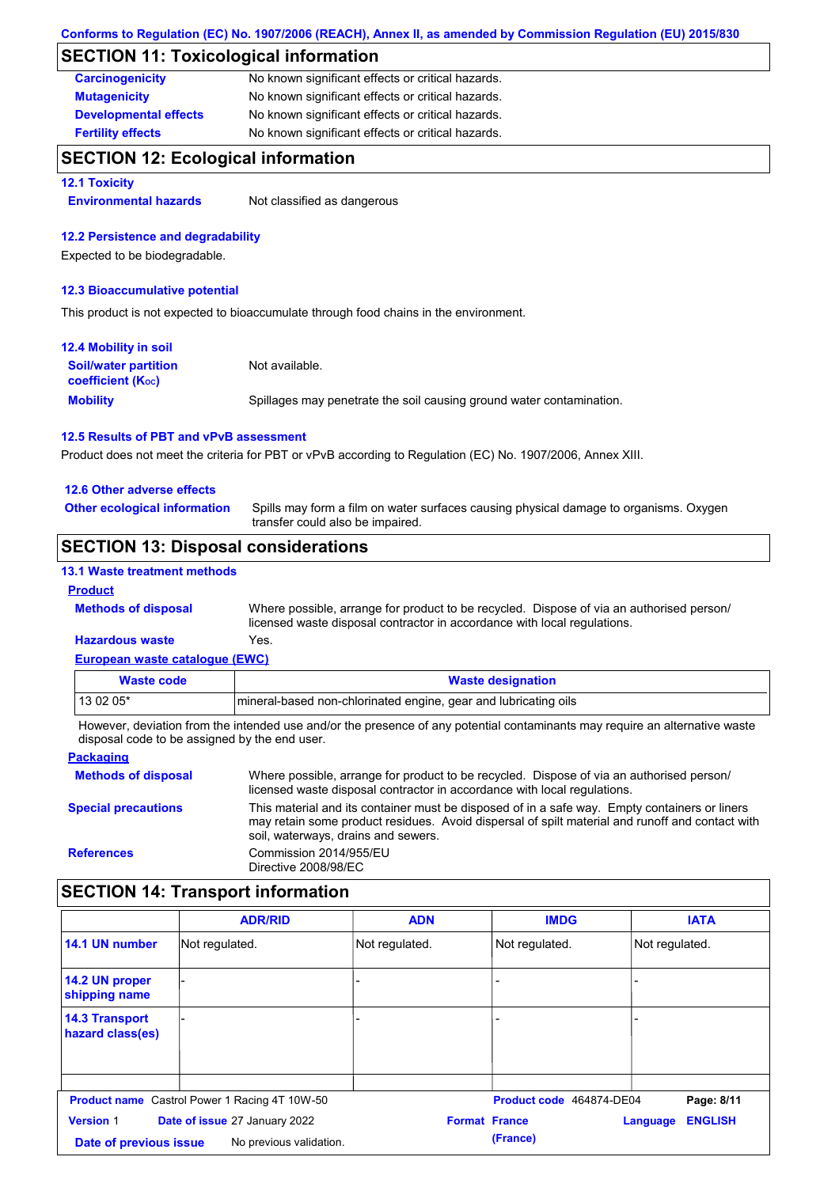## SECTION 11: Toxicological information

**Carcinogenicity** No known significant effects or critical hazards.

**Mutagenicity** No known significant effects or critical hazards.

**Developmental effects** No known significant effects or critical hazards.

**Fertility effects** No known significant effects or critical hazards.

## SECTION 12: Ecological information

### 12.1 Toxicity

**Environmental hazards** Not classified as dangerous

### 12.2 Persistence and degradability

Expected to be biodegradable.

### 12.3 Bioaccumulative potential

This product is not expected to bioaccumulate through food chains in the environment.

### 12.4 Mobility in soil

**Soil/water partition coefficient ($K_{OC}$)** Not available.

**Mobility** Spillages may penetrate the soil causing ground water contamination.

### 12.5 Results of PBT and vPvB assessment

Product does not meet the criteria for PBT or vPvB according to Regulation (EC) No. 1907/2006, Annex XIII.

### 12.6 Other adverse effects

**Other ecological information** Spills may form a film on water surfaces causing physical damage to organisms. Oxygen transfer could also be impaired.

## SECTION 13: Disposal considerations

### 13.1 Waste treatment methods

**Product**

**Methods of disposal** Where possible, arrange for product to be recycled. Dispose of via an authorised person/ licensed waste disposal contractor in accordance with local regulations.

**Hazardous waste** Yes.

**European waste catalogue (EWC)**

| Waste code | Waste designation |
| --- | --- |
| 13 02 05* | mineral-based non-chlorinated engine, gear and lubricating oils |

However, deviation from the intended use and/or the presence of any potential contaminants may require an alternative waste disposal code to be assigned by the end user.

**Packaging**

**Methods of disposal** Where possible, arrange for product to be recycled. Dispose of via an authorised person/ licensed waste disposal contractor in accordance with local regulations.

**Special precautions** This material and its container must be disposed of in a safe way. Empty containers or liners may retain some product residues. Avoid dispersal of spilt material and runoff and contact with soil, waterways, drains and sewers.

**References** Commission 2014/955/EU
Directive 2008/98/EC

## SECTION 14: Transport information

| | ADR/RID | ADN | IMDG | IATA |
| --- | --- | --- | --- | --- |
| 14.1 UN number | Not regulated. | Not regulated. | Not regulated. | Not regulated. |
| 14.2 UN proper shipping name | - | - | - | - |
| 14.3 Transport hazard class(es) | - | - | - | - |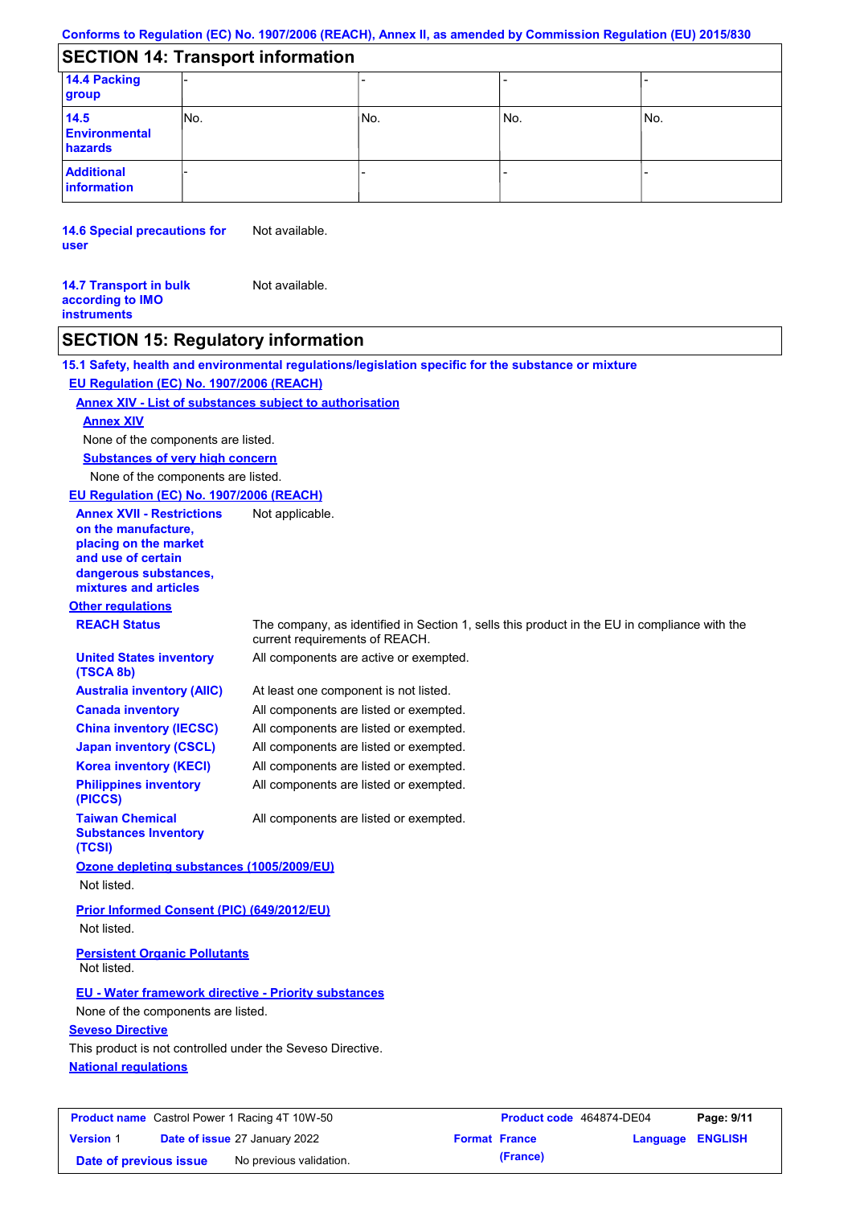## SECTION 14: Transport information

| | | | | |
|---|---|---|---|---|
| **14.4 Packing group** | - | - | - | - |
| **14.5 Environmental hazards** | No. | No. | No. | No. |
| **Additional information** | - | - | - | - |

**14.6 Special precautions for user** Not available.

**14.7 Transport in bulk according to IMO instruments** Not available.

## SECTION 15: Regulatory information

**15.1 Safety, health and environmental regulations/legislation specific for the substance or mixture**

**EU Regulation (EC) No. 1907/2006 (REACH)**

**Annex XIV - List of substances subject to authorisation**

**Annex XIV**

None of the components are listed.

**Substances of very high concern**

None of the components are listed.

**EU Regulation (EC) No. 1907/2006 (REACH)**

**Annex XVII - Restrictions on the manufacture, placing on the market and use of certain dangerous substances, mixtures and articles** Not applicable.

**Other regulations**

| | |
|---|---|
| **REACH Status** | The company, as identified in Section 1, sells this product in the EU in compliance with the current requirements of REACH. |
| **United States inventory (TSCA 8b)** | All components are active or exempted. |
| **Australia inventory (AIIC)** | At least one component is not listed. |
| **Canada inventory** | All components are listed or exempted. |
| **China inventory (IECSC)** | All components are listed or exempted. |
| **Japan inventory (CSCL)** | All components are listed or exempted. |
| **Korea inventory (KECI)** | All components are listed or exempted. |
| **Philippines inventory (PICCS)** | All components are listed or exempted. |
| **Taiwan Chemical Substances Inventory (TCSI)** | All components are listed or exempted. |

**Ozone depleting substances (1005/2009/EU)**

Not listed.

**Prior Informed Consent (PIC) (649/2012/EU)**

Not listed.

**Persistent Organic Pollutants**

Not listed.

**EU - Water framework directive - Priority substances**

None of the components are listed.

**Seveso Directive**

This product is not controlled under the Seveso Directive.

**National regulations**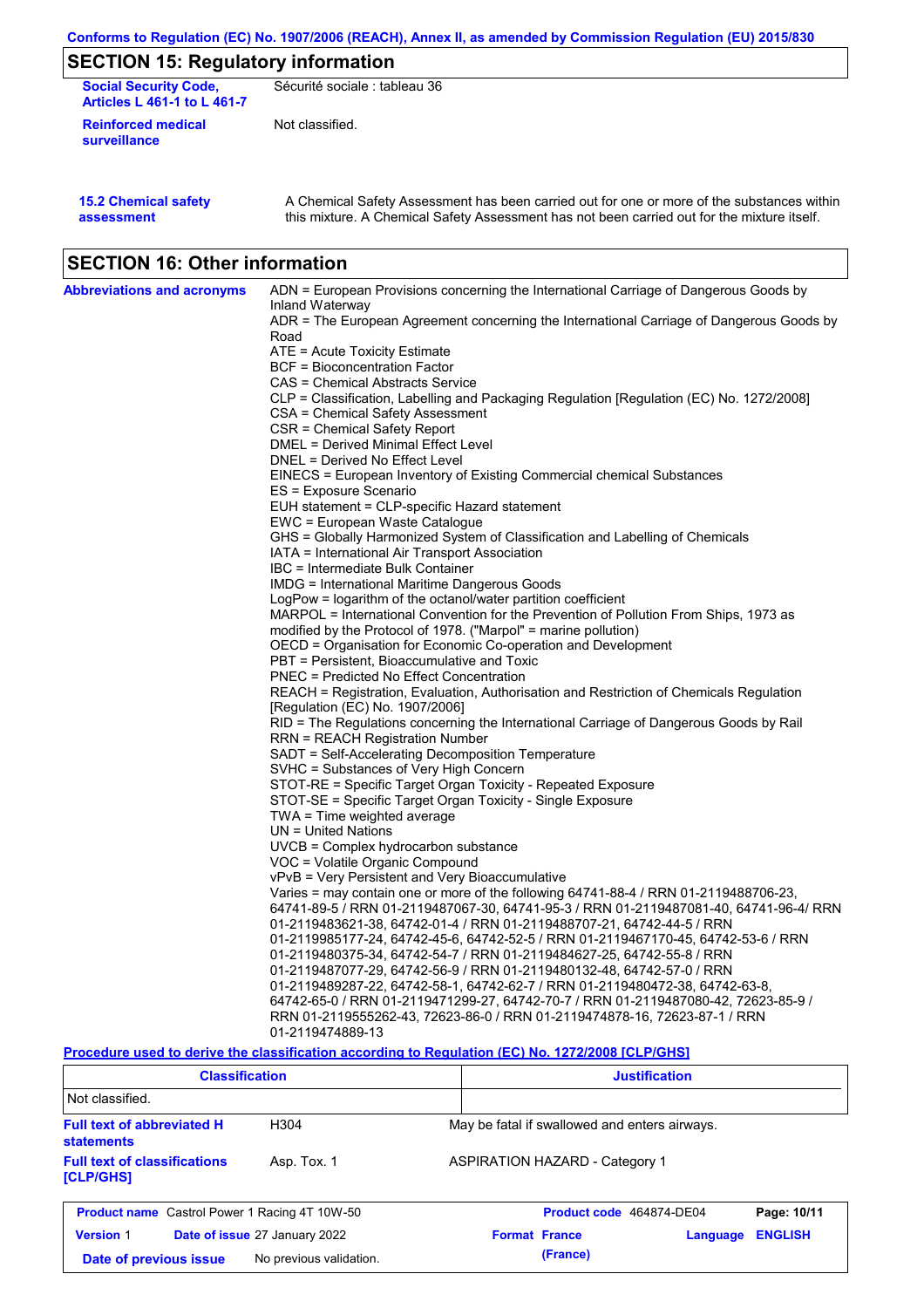Conforms to Regulation (EC) No. 1907/2006 (REACH), Annex II, as amended by Commission Regulation (EU) 2015/830

## SECTION 15: Regulatory information

**Social Security Code, Articles L 461-1 to L 461-7**: Sécurité sociale : tableau 36

**Reinforced medical surveillance**: Not classified.

**15.2 Chemical safety assessment**: A Chemical Safety Assessment has been carried out for one or more of the substances within this mixture. A Chemical Safety Assessment has not been carried out for the mixture itself.

## SECTION 16: Other information

**Abbreviations and acronyms**

ADN = European Provisions concerning the International Carriage of Dangerous Goods by Inland Waterway
ADR = The European Agreement concerning the International Carriage of Dangerous Goods by Road
ATE = Acute Toxicity Estimate
BCF = Bioconcentration Factor
CAS = Chemical Abstracts Service
CLP = Classification, Labelling and Packaging Regulation [Regulation (EC) No. 1272/2008]
CSA = Chemical Safety Assessment
CSR = Chemical Safety Report
DMEL = Derived Minimal Effect Level
DNEL = Derived No Effect Level
EINECS = European Inventory of Existing Commercial chemical Substances
ES = Exposure Scenario
EUH statement = CLP-specific Hazard statement
EWC = European Waste Catalogue
GHS = Globally Harmonized System of Classification and Labelling of Chemicals
IATA = International Air Transport Association
IBC = Intermediate Bulk Container
IMDG = International Maritime Dangerous Goods
LogPow = logarithm of the octanol/water partition coefficient
MARPOL = International Convention for the Prevention of Pollution From Ships, 1973 as modified by the Protocol of 1978. ("Marpol" = marine pollution)
OECD = Organisation for Economic Co-operation and Development
PBT = Persistent, Bioaccumulative and Toxic
PNEC = Predicted No Effect Concentration
REACH = Registration, Evaluation, Authorisation and Restriction of Chemicals Regulation [Regulation (EC) No. 1907/2006]
RID = The Regulations concerning the International Carriage of Dangerous Goods by Rail
RRN = REACH Registration Number
SADT = Self-Accelerating Decomposition Temperature
SVHC = Substances of Very High Concern
STOT-RE = Specific Target Organ Toxicity - Repeated Exposure
STOT-SE = Specific Target Organ Toxicity - Single Exposure
TWA = Time weighted average
UN = United Nations
UVCB = Complex hydrocarbon substance
VOC = Volatile Organic Compound
vPvB = Very Persistent and Very Bioaccumulative
Varies = may contain one or more of the following 64741-88-4 / RRN 01-2119488706-23, 64741-89-5 / RRN 01-2119487067-30, 64741-95-3 / RRN 01-2119487081-40, 64741-96-4/ RRN 01-2119483621-38, 64742-01-4 / RRN 01-2119488707-21, 64742-44-5 / RRN 01-2119985177-24, 64742-45-6, 64742-52-5 / RRN 01-2119467170-45, 64742-53-6 / RRN 01-2119480375-34, 64742-54-7 / RRN 01-2119484627-25, 64742-55-8 / RRN 01-2119487077-29, 64742-56-9 / RRN 01-2119480132-48, 64742-57-0 / RRN 01-2119489287-22, 64742-58-1, 64742-62-7 / RRN 01-2119480472-38, 64742-63-8, 64742-65-0 / RRN 01-2119471299-27, 64742-70-7 / RRN 01-2119487080-42, 72623-85-9 / RRN 01-2119555262-43, 72623-86-0 / RRN 01-2119474878-16, 72623-87-1 / RRN 01-2119474889-13

**Procedure used to derive the classification according to Regulation (EC) No. 1272/2008 [CLP/GHS]**

| Classification | Justification |
|---|---|
| Not classified. | |

**Full text of abbreviated H statements**: H304 — May be fatal if swallowed and enters airways.

**Full text of classifications [CLP/GHS]**: Asp. Tox. 1 — ASPIRATION HAZARD - Category 1

| **Product name** Castrol Power 1 Racing 4T 10W-50 | **Product code** 464874-DE04 | |
|---|---|---|
| **Version** 1 **Date of issue** 27 January 2022 | **Format** France (France) | **Language** ENGLISH |
| **Date of previous issue** No previous validation. | | |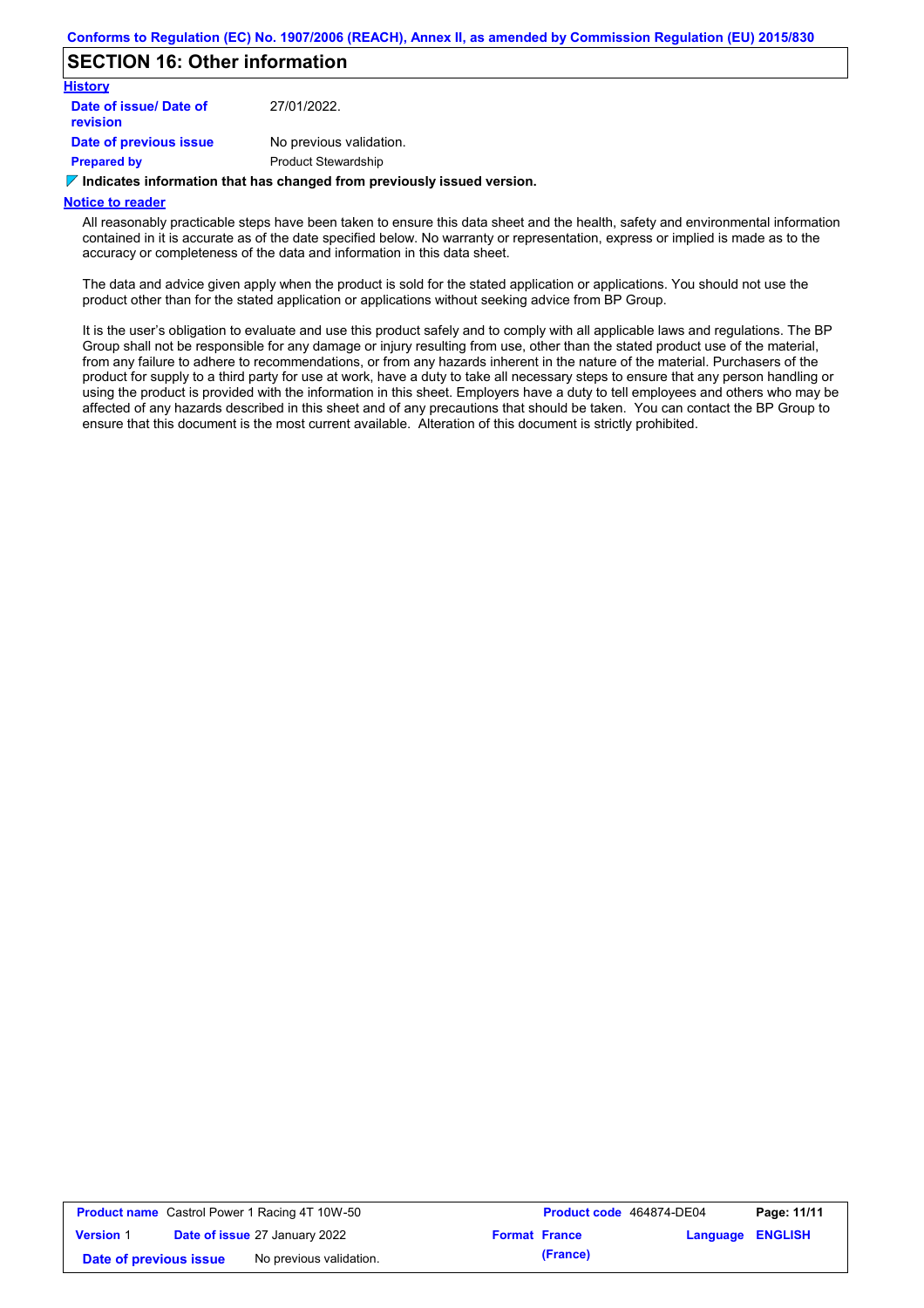## SECTION 16: Other information

### History

| | |
|---|---|
| **Date of issue/ Date of revision** | 27/01/2022. |
| **Date of previous issue** | No previous validation. |
| **Prepared by** | Product Stewardship |

**Indicates information that has changed from previously issued version.**

### Notice to reader

All reasonably practicable steps have been taken to ensure this data sheet and the health, safety and environmental information contained in it is accurate as of the date specified below. No warranty or representation, express or implied is made as to the accuracy or completeness of the data and information in this data sheet.

The data and advice given apply when the product is sold for the stated application or applications. You should not use the product other than for the stated application or applications without seeking advice from BP Group.

It is the user's obligation to evaluate and use this product safely and to comply with all applicable laws and regulations. The BP Group shall not be responsible for any damage or injury resulting from use, other than the stated product use of the material, from any failure to adhere to recommendations, or from any hazards inherent in the nature of the material. Purchasers of the product for supply to a third party for use at work, have a duty to take all necessary steps to ensure that any person handling or using the product is provided with the information in this sheet. Employers have a duty to tell employees and others who may be affected of any hazards described in this sheet and of any precautions that should be taken. You can contact the BP Group to ensure that this document is the most current available. Alteration of this document is strictly prohibited.